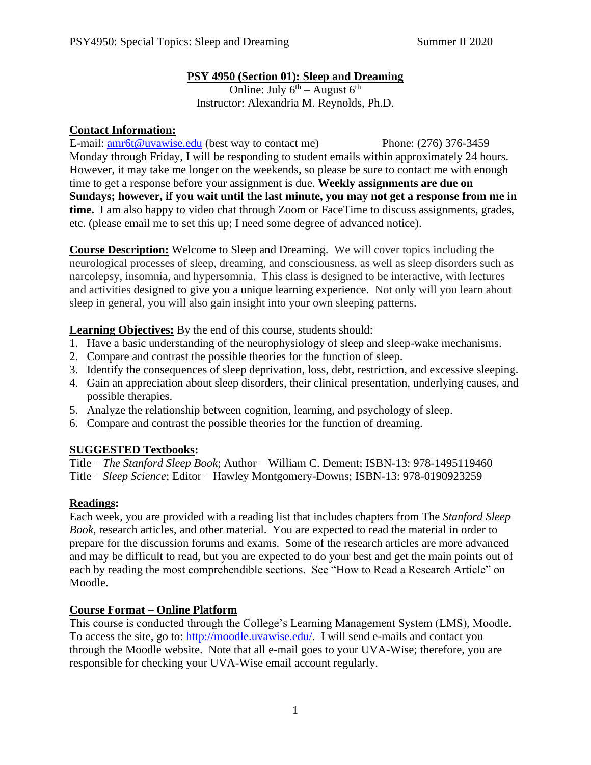# PSY 4950 (Section 01): Sleep and Dreaming

Online: July 6th – August 6th

Instructor: Alexandria M. Reynolds, Ph.D.

## Contact Information:

E-mail: amr6t@uvawise.edu (best way to contact me) Phone: (276) 376-3459

Monday through Friday, I will be responding to student emails within approximately 24 hours. However, it may take me longer on the weekends, so please be sure to contact me with enough time to get a response before your assignment is due. **Weekly assignments are due on Sundays; however, if you wait until the last minute, you may not get a response from me in time.** I am also happy to video chat through Zoom or FaceTime to discuss assignments, grades, etc. (please email me to set this up; I need some degree of advanced notice).

**Course Description:** Welcome to Sleep and Dreaming. We will cover topics including the neurological processes of sleep, dreaming, and consciousness, as well as sleep disorders such as narcolepsy, insomnia, and hypersomnia. This class is designed to be interactive, with lectures and activities designed to give you a unique learning experience. Not only will you learn about sleep in general, you will also gain insight into your own sleeping patterns.

**Learning Objectives:** By the end of this course, students should:

1. Have a basic understanding of the neurophysiology of sleep and sleep-wake mechanisms.
2. Compare and contrast the possible theories for the function of sleep.
3. Identify the consequences of sleep deprivation, loss, debt, restriction, and excessive sleeping.
4. Gain an appreciation about sleep disorders, their clinical presentation, underlying causes, and possible therapies.
5. Analyze the relationship between cognition, learning, and psychology of sleep.
6. Compare and contrast the possible theories for the function of dreaming.

## SUGGESTED Textbooks:

Title – *The Stanford Sleep Book*; Author – William C. Dement; ISBN-13: 978-1495119460
Title – *Sleep Science*; Editor – Hawley Montgomery-Downs; ISBN-13: 978-0190923259

## Readings:

Each week, you are provided with a reading list that includes chapters from The *Stanford Sleep Book*, research articles, and other material. You are expected to read the material in order to prepare for the discussion forums and exams. Some of the research articles are more advanced and may be difficult to read, but you are expected to do your best and get the main points out of each by reading the most comprehendible sections. See "How to Read a Research Article" on Moodle.

## Course Format – Online Platform

This course is conducted through the College's Learning Management System (LMS), Moodle. To access the site, go to: http://moodle.uvawise.edu/. I will send e-mails and contact you through the Moodle website. Note that all e-mail goes to your UVA-Wise; therefore, you are responsible for checking your UVA-Wise email account regularly.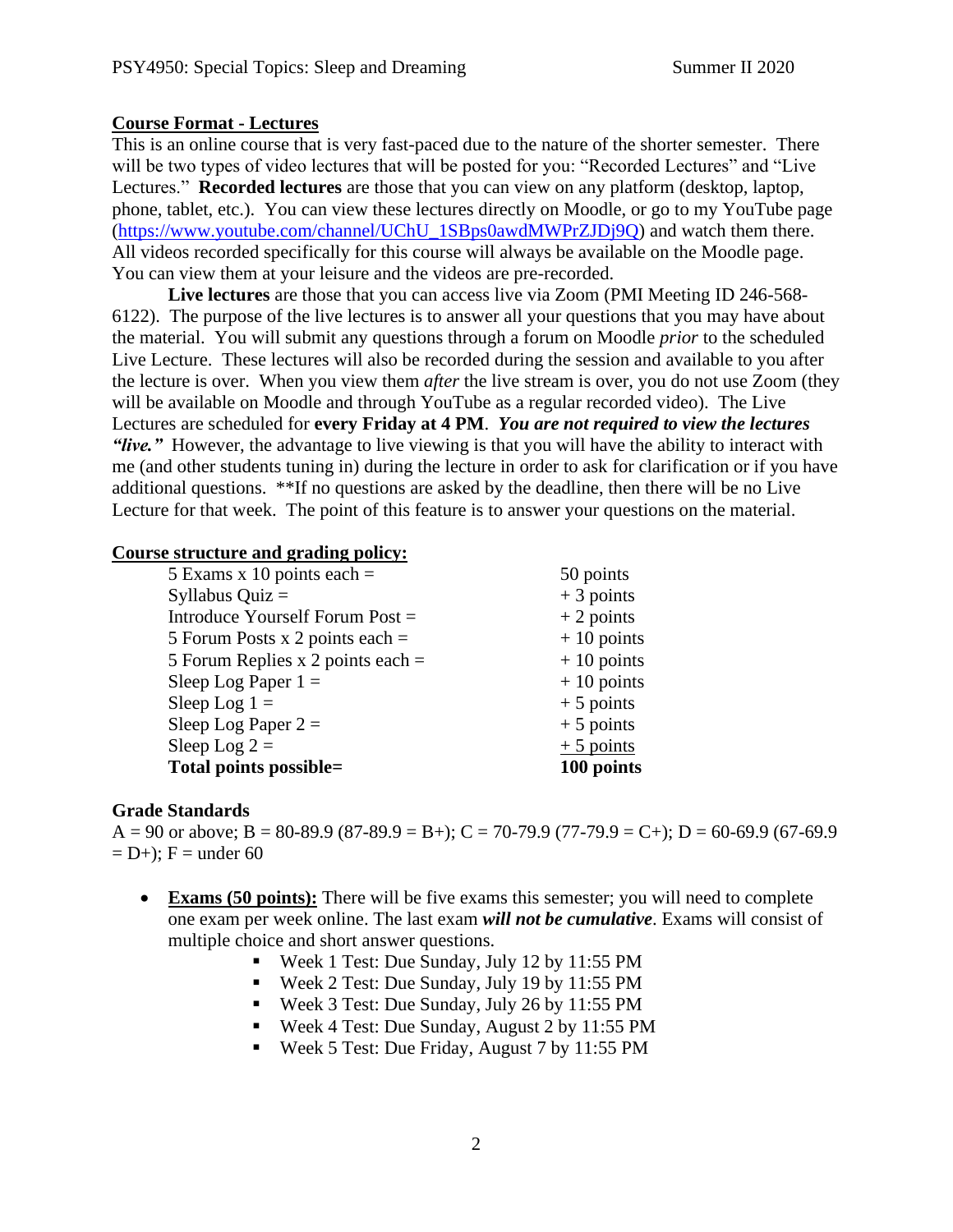**Course Format - Lectures**

This is an online course that is very fast-paced due to the nature of the shorter semester. There will be two types of video lectures that will be posted for you: "Recorded Lectures" and "Live Lectures." **Recorded lectures** are those that you can view on any platform (desktop, laptop, phone, tablet, etc.). You can view these lectures directly on Moodle, or go to my YouTube page (https://www.youtube.com/channel/UChU_1SBps0awdMWPrZJDj9Q) and watch them there. All videos recorded specifically for this course will always be available on the Moodle page. You can view them at your leisure and the videos are pre-recorded.

**Live lectures** are those that you can access live via Zoom (PMI Meeting ID 246-568-6122). The purpose of the live lectures is to answer all your questions that you may have about the material. You will submit any questions through a forum on Moodle *prior* to the scheduled Live Lecture. These lectures will also be recorded during the session and available to you after the lecture is over. When you view them *after* the live stream is over, you do not use Zoom (they will be available on Moodle and through YouTube as a regular recorded video). The Live Lectures are scheduled for **every Friday at 4 PM**. ***You are not required to view the lectures "live."*** However, the advantage to live viewing is that you will have the ability to interact with me (and other students tuning in) during the lecture in order to ask for clarification or if you have additional questions. **If no questions are asked by the deadline, then there will be no Live Lecture for that week. The point of this feature is to answer your questions on the material.

**Course structure and grading policy:**

| | |
|---|---|
| 5 Exams x 10 points each = | 50 points |
| Syllabus Quiz = | + 3 points |
| Introduce Yourself Forum Post = | + 2 points |
| 5 Forum Posts x 2 points each = | + 10 points |
| 5 Forum Replies x 2 points each = | + 10 points |
| Sleep Log Paper 1 = | + 10 points |
| Sleep Log 1 = | + 5 points |
| Sleep Log Paper 2 = | + 5 points |
| Sleep Log 2 = | + 5 points |
| **Total points possible=** | **100 points** |

**Grade Standards**

A = 90 or above; B = 80-89.9 (87-89.9 = B+); C = 70-79.9 (77-79.9 = C+); D = 60-69.9 (67-69.9 = D+); F = under 60

- **Exams (50 points):** There will be five exams this semester; you will need to complete one exam per week online. The last exam ***will not be cumulative***. Exams will consist of multiple choice and short answer questions.
  - Week 1 Test: Due Sunday, July 12 by 11:55 PM
  - Week 2 Test: Due Sunday, July 19 by 11:55 PM
  - Week 3 Test: Due Sunday, July 26 by 11:55 PM
  - Week 4 Test: Due Sunday, August 2 by 11:55 PM
  - Week 5 Test: Due Friday, August 7 by 11:55 PM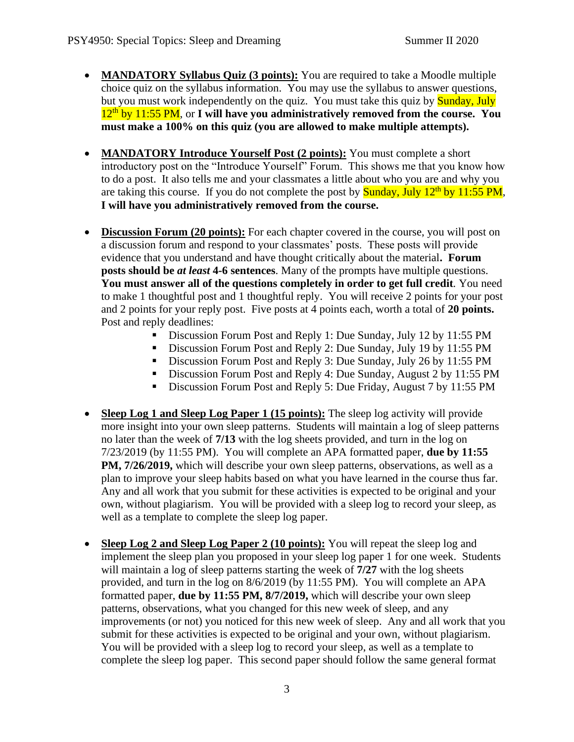- **<u>MANDATORY Syllabus Quiz (3 points):</u>** You are required to take a Moodle multiple choice quiz on the syllabus information. You may use the syllabus to answer questions, but you must work independently on the quiz. You must take this quiz by Sunday, July 12th by 11:55 PM, or **I will have you administratively removed from the course. You must make a 100% on this quiz (you are allowed to make multiple attempts).**

- **<u>MANDATORY Introduce Yourself Post (2 points):</u>** You must complete a short introductory post on the "Introduce Yourself" Forum. This shows me that you know how to do a post. It also tells me and your classmates a little about who you are and why you are taking this course. If you do not complete the post by Sunday, July 12th by 11:55 PM, **I will have you administratively removed from the course.**

- **<u>Discussion Forum (20 points):</u>** For each chapter covered in the course, you will post on a discussion forum and respond to your classmates' posts. These posts will provide evidence that you understand and have thought critically about the material**. Forum posts should be *at least* 4-6 sentences**. Many of the prompts have multiple questions. **You must answer all of the questions completely in order to get full credit**. You need to make 1 thoughtful post and 1 thoughtful reply. You will receive 2 points for your post and 2 points for your reply post. Five posts at 4 points each, worth a total of **20 points.** Post and reply deadlines:
  - Discussion Forum Post and Reply 1: Due Sunday, July 12 by 11:55 PM
  - Discussion Forum Post and Reply 2: Due Sunday, July 19 by 11:55 PM
  - Discussion Forum Post and Reply 3: Due Sunday, July 26 by 11:55 PM
  - Discussion Forum Post and Reply 4: Due Sunday, August 2 by 11:55 PM
  - Discussion Forum Post and Reply 5: Due Friday, August 7 by 11:55 PM

- **<u>Sleep Log 1 and Sleep Log Paper 1 (15 points):</u>** The sleep log activity will provide more insight into your own sleep patterns. Students will maintain a log of sleep patterns no later than the week of **7/13** with the log sheets provided, and turn in the log on 7/23/2019 (by 11:55 PM). You will complete an APA formatted paper, **due by 11:55 PM, 7/26/2019,** which will describe your own sleep patterns, observations, as well as a plan to improve your sleep habits based on what you have learned in the course thus far. Any and all work that you submit for these activities is expected to be original and your own, without plagiarism. You will be provided with a sleep log to record your sleep, as well as a template to complete the sleep log paper.

- **<u>Sleep Log 2 and Sleep Log Paper 2 (10 points):</u>** You will repeat the sleep log and implement the sleep plan you proposed in your sleep log paper 1 for one week. Students will maintain a log of sleep patterns starting the week of **7/27** with the log sheets provided, and turn in the log on 8/6/2019 (by 11:55 PM). You will complete an APA formatted paper, **due by 11:55 PM, 8/7/2019,** which will describe your own sleep patterns, observations, what you changed for this new week of sleep, and any improvements (or not) you noticed for this new week of sleep. Any and all work that you submit for these activities is expected to be original and your own, without plagiarism. You will be provided with a sleep log to record your sleep, as well as a template to complete the sleep log paper. This second paper should follow the same general format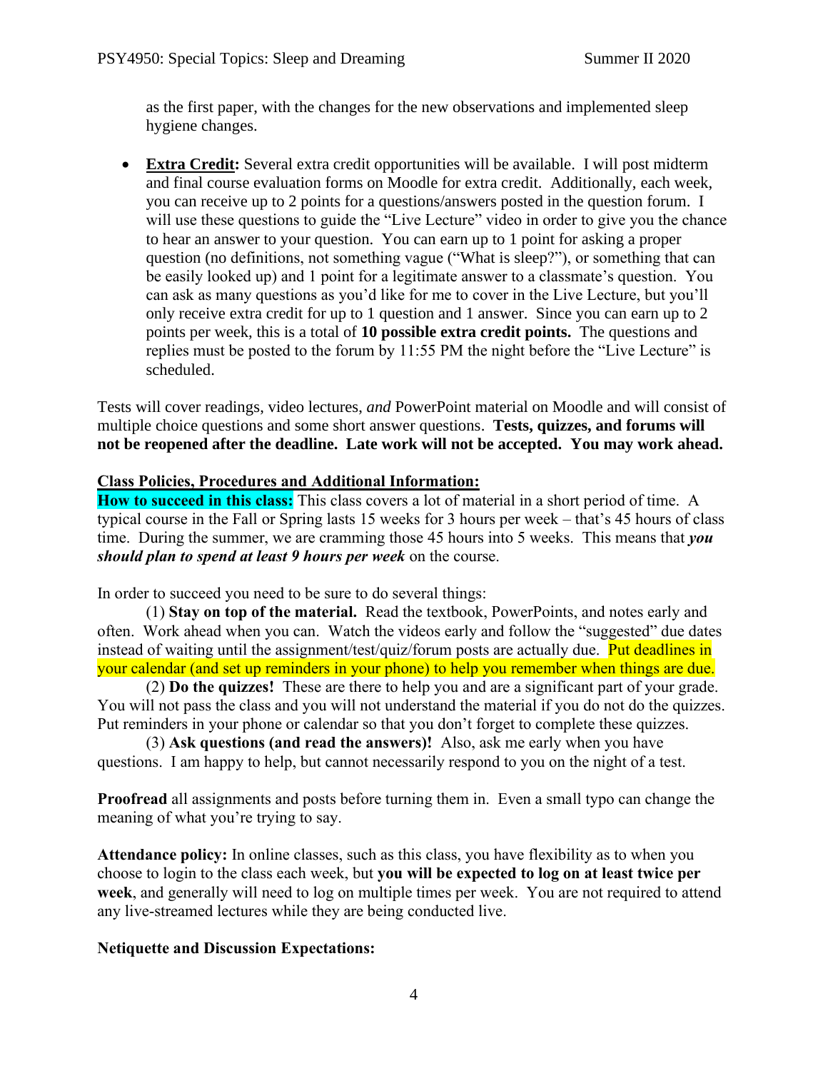as the first paper, with the changes for the new observations and implemented sleep hygiene changes.

- **Extra Credit:** Several extra credit opportunities will be available. I will post midterm and final course evaluation forms on Moodle for extra credit. Additionally, each week, you can receive up to 2 points for a questions/answers posted in the question forum. I will use these questions to guide the "Live Lecture" video in order to give you the chance to hear an answer to your question. You can earn up to 1 point for asking a proper question (no definitions, not something vague ("What is sleep?"), or something that can be easily looked up) and 1 point for a legitimate answer to a classmate's question. You can ask as many questions as you'd like for me to cover in the Live Lecture, but you'll only receive extra credit for up to 1 question and 1 answer. Since you can earn up to 2 points per week, this is a total of **10 possible extra credit points.** The questions and replies must be posted to the forum by 11:55 PM the night before the "Live Lecture" is scheduled.

Tests will cover readings, video lectures, *and* PowerPoint material on Moodle and will consist of multiple choice questions and some short answer questions. **Tests, quizzes, and forums will not be reopened after the deadline. Late work will not be accepted. You may work ahead.**

## Class Policies, Procedures and Additional Information:

**How to succeed in this class:** This class covers a lot of material in a short period of time. A typical course in the Fall or Spring lasts 15 weeks for 3 hours per week – that's 45 hours of class time. During the summer, we are cramming those 45 hours into 5 weeks. This means that ***you should plan to spend at least 9 hours per week*** on the course.

In order to succeed you need to be sure to do several things:

(1) **Stay on top of the material.** Read the textbook, PowerPoints, and notes early and often. Work ahead when you can. Watch the videos early and follow the "suggested" due dates instead of waiting until the assignment/test/quiz/forum posts are actually due. Put deadlines in your calendar (and set up reminders in your phone) to help you remember when things are due.

(2) **Do the quizzes!** These are there to help you and are a significant part of your grade. You will not pass the class and you will not understand the material if you do not do the quizzes. Put reminders in your phone or calendar so that you don't forget to complete these quizzes.

(3) **Ask questions (and read the answers)!** Also, ask me early when you have questions. I am happy to help, but cannot necessarily respond to you on the night of a test.

**Proofread** all assignments and posts before turning them in. Even a small typo can change the meaning of what you're trying to say.

**Attendance policy:** In online classes, such as this class, you have flexibility as to when you choose to login to the class each week, but **you will be expected to log on at least twice per week**, and generally will need to log on multiple times per week. You are not required to attend any live-streamed lectures while they are being conducted live.

**Netiquette and Discussion Expectations:**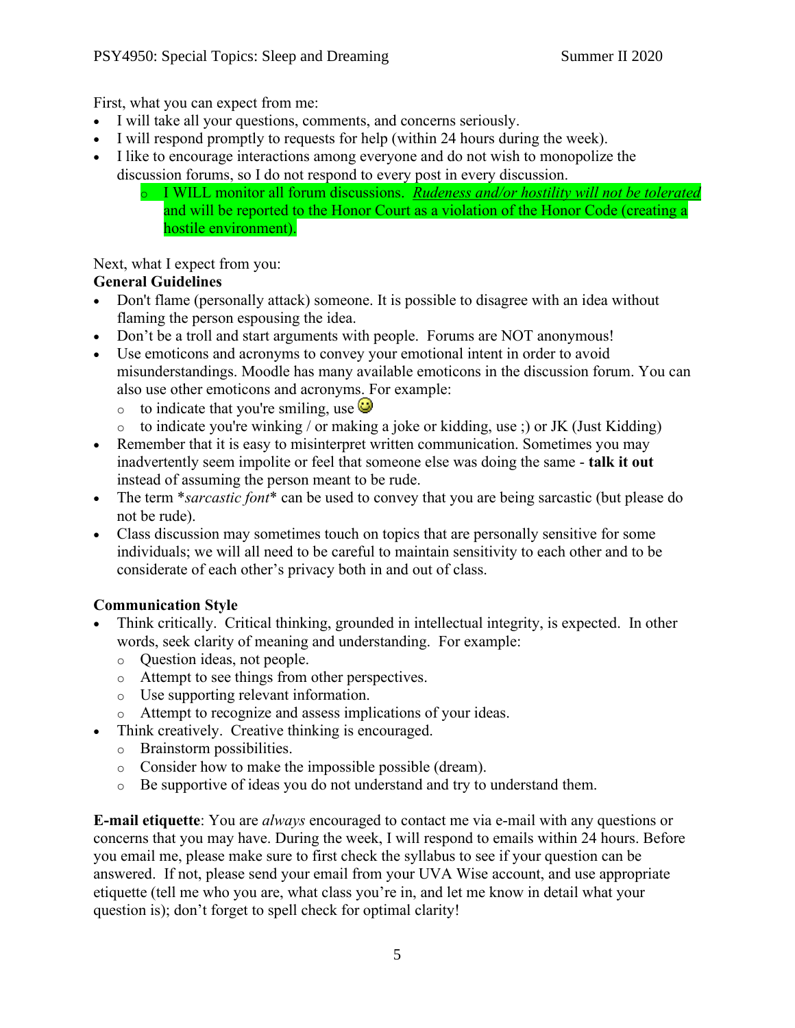First, what you can expect from me:

- I will take all your questions, comments, and concerns seriously.
- I will respond promptly to requests for help (within 24 hours during the week).
- I like to encourage interactions among everyone and do not wish to monopolize the discussion forums, so I do not respond to every post in every discussion.
    - I WILL monitor all forum discussions. *Rudeness and/or hostility will not be tolerated* and will be reported to the Honor Court as a violation of the Honor Code (creating a hostile environment).

Next, what I expect from you:

**General Guidelines**

- Don't flame (personally attack) someone. It is possible to disagree with an idea without flaming the person espousing the idea.
- Don't be a troll and start arguments with people. Forums are NOT anonymous!
- Use emoticons and acronyms to convey your emotional intent in order to avoid misunderstandings. Moodle has many available emoticons in the discussion forum. You can also use other emoticons and acronyms. For example:
    - to indicate that you're smiling, use 🙂
    - to indicate you're winking / or making a joke or kidding, use ;) or JK (Just Kidding)
- Remember that it is easy to misinterpret written communication. Sometimes you may inadvertently seem impolite or feel that someone else was doing the same - **talk it out** instead of assuming the person meant to be rude.
- The term *\*sarcastic font\** can be used to convey that you are being sarcastic (but please do not be rude).
- Class discussion may sometimes touch on topics that are personally sensitive for some individuals; we will all need to be careful to maintain sensitivity to each other and to be considerate of each other's privacy both in and out of class.

**Communication Style**

- Think critically. Critical thinking, grounded in intellectual integrity, is expected. In other words, seek clarity of meaning and understanding. For example:
    - Question ideas, not people.
    - Attempt to see things from other perspectives.
    - Use supporting relevant information.
    - Attempt to recognize and assess implications of your ideas.
- Think creatively. Creative thinking is encouraged.
    - Brainstorm possibilities.
    - Consider how to make the impossible possible (dream).
    - Be supportive of ideas you do not understand and try to understand them.

**E-mail etiquette**: You are *always* encouraged to contact me via e-mail with any questions or concerns that you may have. During the week, I will respond to emails within 24 hours. Before you email me, please make sure to first check the syllabus to see if your question can be answered. If not, please send your email from your UVA Wise account, and use appropriate etiquette (tell me who you are, what class you're in, and let me know in detail what your question is); don't forget to spell check for optimal clarity!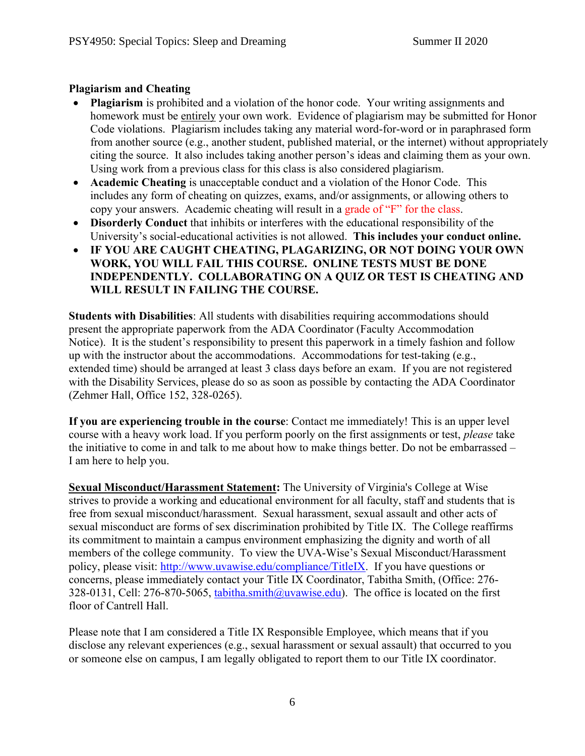**Plagiarism and Cheating**

- **Plagiarism** is prohibited and a violation of the honor code. Your writing assignments and homework must be entirely your own work. Evidence of plagiarism may be submitted for Honor Code violations. Plagiarism includes taking any material word-for-word or in paraphrased form from another source (e.g., another student, published material, or the internet) without appropriately citing the source. It also includes taking another person's ideas and claiming them as your own. Using work from a previous class for this class is also considered plagiarism.
- **Academic Cheating** is unacceptable conduct and a violation of the Honor Code. This includes any form of cheating on quizzes, exams, and/or assignments, or allowing others to copy your answers. Academic cheating will result in a grade of "F" for the class.
- **Disorderly Conduct** that inhibits or interferes with the educational responsibility of the University's social-educational activities is not allowed. **This includes your conduct online.**
- **IF YOU ARE CAUGHT CHEATING, PLAGARIZING, OR NOT DOING YOUR OWN WORK, YOU WILL FAIL THIS COURSE. ONLINE TESTS MUST BE DONE INDEPENDENTLY. COLLABORATING ON A QUIZ OR TEST IS CHEATING AND WILL RESULT IN FAILING THE COURSE.**

**Students with Disabilities**: All students with disabilities requiring accommodations should present the appropriate paperwork from the ADA Coordinator (Faculty Accommodation Notice). It is the student's responsibility to present this paperwork in a timely fashion and follow up with the instructor about the accommodations. Accommodations for test-taking (e.g., extended time) should be arranged at least 3 class days before an exam. If you are not registered with the Disability Services, please do so as soon as possible by contacting the ADA Coordinator (Zehmer Hall, Office 152, 328-0265).

**If you are experiencing trouble in the course**: Contact me immediately! This is an upper level course with a heavy work load. If you perform poorly on the first assignments or test, *please* take the initiative to come in and talk to me about how to make things better. Do not be embarrassed – I am here to help you.

**Sexual Misconduct/Harassment Statement:** The University of Virginia's College at Wise strives to provide a working and educational environment for all faculty, staff and students that is free from sexual misconduct/harassment. Sexual harassment, sexual assault and other acts of sexual misconduct are forms of sex discrimination prohibited by Title IX. The College reaffirms its commitment to maintain a campus environment emphasizing the dignity and worth of all members of the college community. To view the UVA-Wise's Sexual Misconduct/Harassment policy, please visit: http://www.uvawise.edu/compliance/TitleIX. If you have questions or concerns, please immediately contact your Title IX Coordinator, Tabitha Smith, (Office: 276-328-0131, Cell: 276-870-5065, tabitha.smith@uvawise.edu). The office is located on the first floor of Cantrell Hall.

Please note that I am considered a Title IX Responsible Employee, which means that if you disclose any relevant experiences (e.g., sexual harassment or sexual assault) that occurred to you or someone else on campus, I am legally obligated to report them to our Title IX coordinator.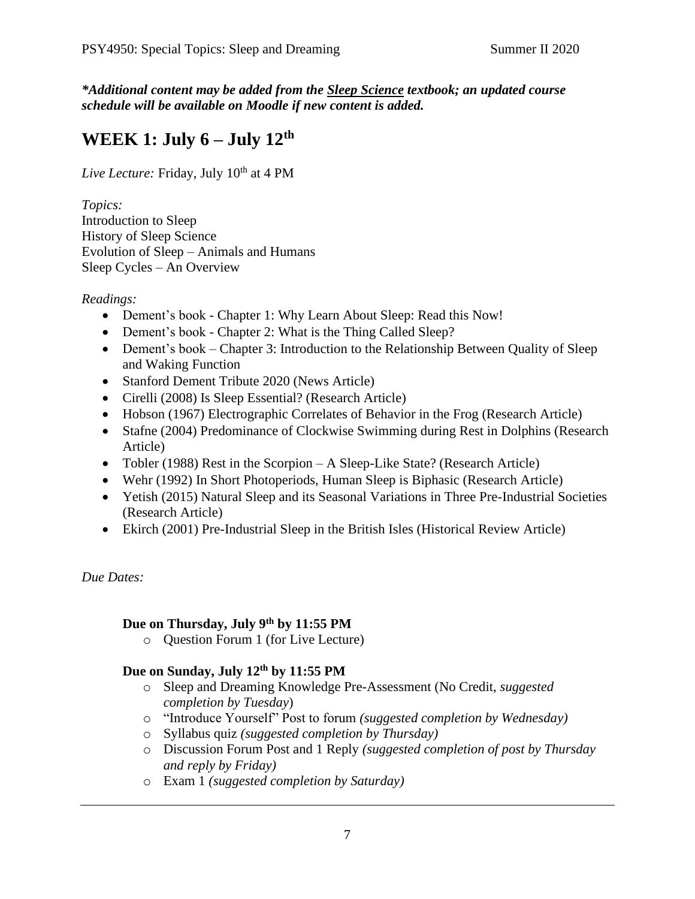***Additional content may be added from the Sleep Science textbook; an updated course schedule will be available on Moodle if new content is added.***

# WEEK 1: July 6 – July 12th

*Live Lecture:* Friday, July 10th at 4 PM

*Topics:*
Introduction to Sleep
History of Sleep Science
Evolution of Sleep – Animals and Humans
Sleep Cycles – An Overview

*Readings:*

- Dement's book - Chapter 1: Why Learn About Sleep: Read this Now!
- Dement's book - Chapter 2: What is the Thing Called Sleep?
- Dement's book – Chapter 3: Introduction to the Relationship Between Quality of Sleep and Waking Function
- Stanford Dement Tribute 2020 (News Article)
- Cirelli (2008) Is Sleep Essential? (Research Article)
- Hobson (1967) Electrographic Correlates of Behavior in the Frog (Research Article)
- Stafne (2004) Predominance of Clockwise Swimming during Rest in Dolphins (Research Article)
- Tobler (1988) Rest in the Scorpion – A Sleep-Like State? (Research Article)
- Wehr (1992) In Short Photoperiods, Human Sleep is Biphasic (Research Article)
- Yetish (2015) Natural Sleep and its Seasonal Variations in Three Pre-Industrial Societies (Research Article)
- Ekirch (2001) Pre-Industrial Sleep in the British Isles (Historical Review Article)

*Due Dates:*

**Due on Thursday, July 9th by 11:55 PM**

- Question Forum 1 (for Live Lecture)

**Due on Sunday, July 12th by 11:55 PM**

- Sleep and Dreaming Knowledge Pre-Assessment (No Credit, *suggested completion by Tuesday*)
- "Introduce Yourself" Post to forum *(suggested completion by Wednesday)*
- Syllabus quiz *(suggested completion by Thursday)*
- Discussion Forum Post and 1 Reply *(suggested completion of post by Thursday and reply by Friday)*
- Exam 1 *(suggested completion by Saturday)*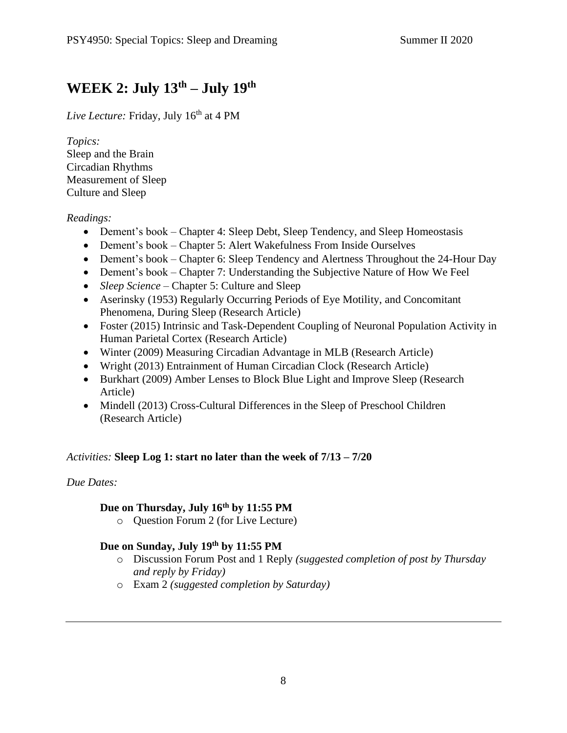# WEEK 2: July 13th – July 19th

*Live Lecture:* Friday, July 16th at 4 PM

*Topics:*
Sleep and the Brain
Circadian Rhythms
Measurement of Sleep
Culture and Sleep

*Readings:*

- Dement's book – Chapter 4: Sleep Debt, Sleep Tendency, and Sleep Homeostasis
- Dement's book – Chapter 5: Alert Wakefulness From Inside Ourselves
- Dement's book – Chapter 6: Sleep Tendency and Alertness Throughout the 24-Hour Day
- Dement's book – Chapter 7: Understanding the Subjective Nature of How We Feel
- *Sleep Science* – Chapter 5: Culture and Sleep
- Aserinsky (1953) Regularly Occurring Periods of Eye Motility, and Concomitant Phenomena, During Sleep (Research Article)
- Foster (2015) Intrinsic and Task-Dependent Coupling of Neuronal Population Activity in Human Parietal Cortex (Research Article)
- Winter (2009) Measuring Circadian Advantage in MLB (Research Article)
- Wright (2013) Entrainment of Human Circadian Clock (Research Article)
- Burkhart (2009) Amber Lenses to Block Blue Light and Improve Sleep (Research Article)
- Mindell (2013) Cross-Cultural Differences in the Sleep of Preschool Children (Research Article)

*Activities:* **Sleep Log 1: start no later than the week of 7/13 – 7/20**

*Due Dates:*

**Due on Thursday, July 16th by 11:55 PM**

- Question Forum 2 (for Live Lecture)

**Due on Sunday, July 19th by 11:55 PM**

- Discussion Forum Post and 1 Reply *(suggested completion of post by Thursday and reply by Friday)*
- Exam 2 *(suggested completion by Saturday)*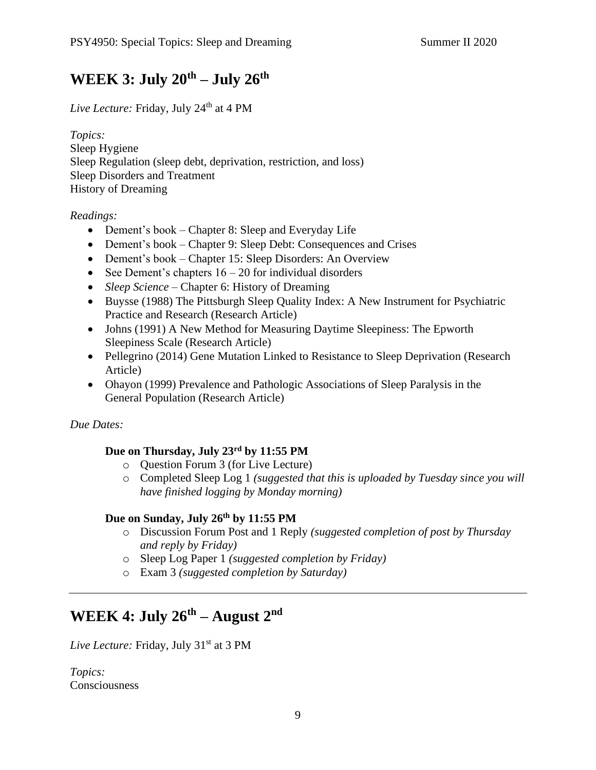## WEEK 3: July 20th – July 26th

*Live Lecture:* Friday, July 24th at 4 PM

*Topics:*
Sleep Hygiene
Sleep Regulation (sleep debt, deprivation, restriction, and loss)
Sleep Disorders and Treatment
History of Dreaming

*Readings:*

- Dement's book – Chapter 8: Sleep and Everyday Life
- Dement's book – Chapter 9: Sleep Debt: Consequences and Crises
- Dement's book – Chapter 15: Sleep Disorders: An Overview
- See Dement's chapters 16 – 20 for individual disorders
- *Sleep Science* – Chapter 6: History of Dreaming
- Buysse (1988) The Pittsburgh Sleep Quality Index: A New Instrument for Psychiatric Practice and Research (Research Article)
- Johns (1991) A New Method for Measuring Daytime Sleepiness: The Epworth Sleepiness Scale (Research Article)
- Pellegrino (2014) Gene Mutation Linked to Resistance to Sleep Deprivation (Research Article)
- Ohayon (1999) Prevalence and Pathologic Associations of Sleep Paralysis in the General Population (Research Article)

*Due Dates:*

**Due on Thursday, July 23rd by 11:55 PM**

- Question Forum 3 (for Live Lecture)
- Completed Sleep Log 1 *(suggested that this is uploaded by Tuesday since you will have finished logging by Monday morning)*

**Due on Sunday, July 26th by 11:55 PM**

- Discussion Forum Post and 1 Reply *(suggested completion of post by Thursday and reply by Friday)*
- Sleep Log Paper 1 *(suggested completion by Friday)*
- Exam 3 *(suggested completion by Saturday)*

---

## WEEK 4: July 26th – August 2nd

*Live Lecture:* Friday, July 31st at 3 PM

*Topics:*
Consciousness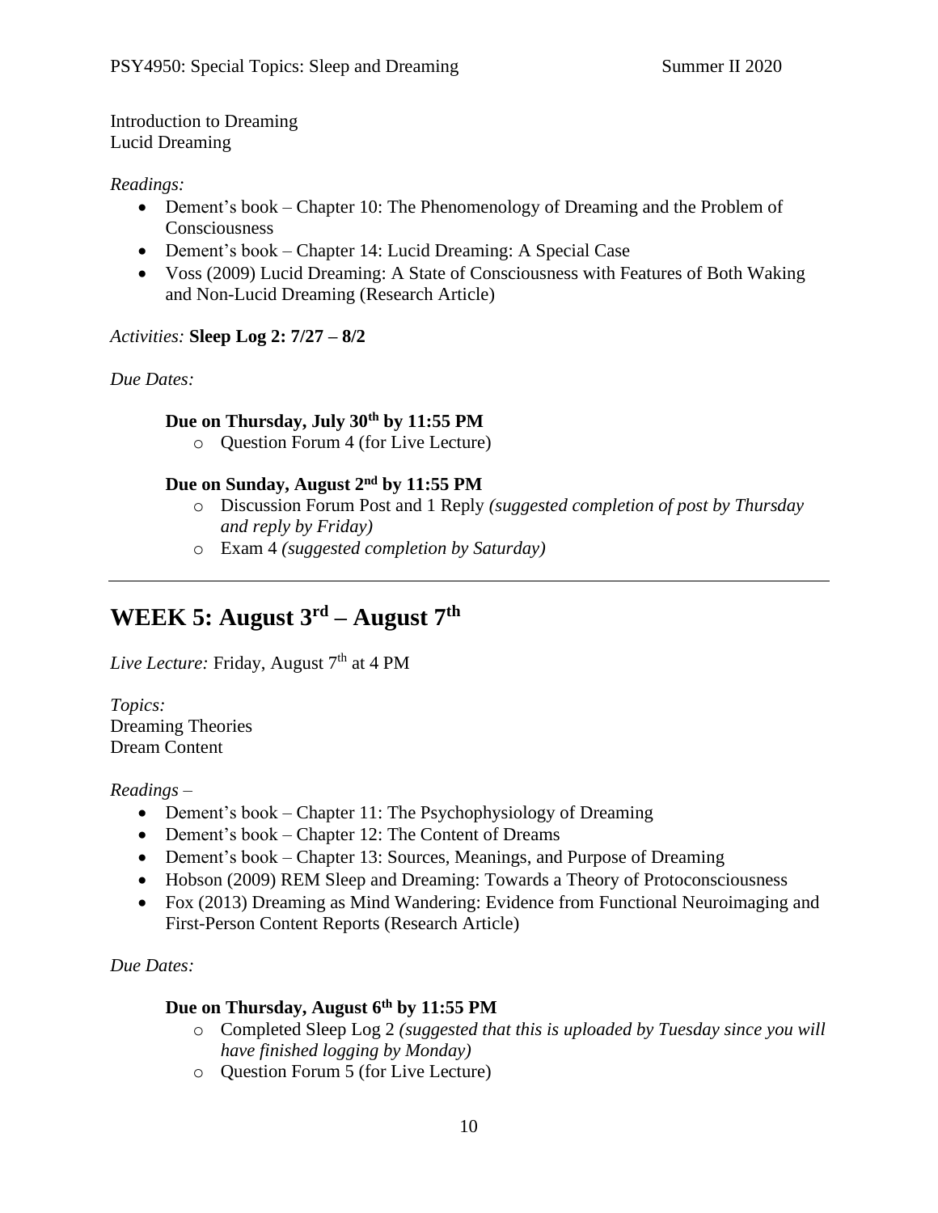Introduction to Dreaming
Lucid Dreaming

*Readings:*

- Dement's book – Chapter 10: The Phenomenology of Dreaming and the Problem of Consciousness
- Dement's book – Chapter 14: Lucid Dreaming: A Special Case
- Voss (2009) Lucid Dreaming: A State of Consciousness with Features of Both Waking and Non-Lucid Dreaming (Research Article)

*Activities:* **Sleep Log 2: 7/27 – 8/2**

*Due Dates:*

**Due on Thursday, July 30th by 11:55 PM**

- Question Forum 4 (for Live Lecture)

**Due on Sunday, August 2nd by 11:55 PM**

- Discussion Forum Post and 1 Reply *(suggested completion of post by Thursday and reply by Friday)*
- Exam 4 *(suggested completion by Saturday)*

---

## WEEK 5: August 3rd – August 7th

*Live Lecture:* Friday, August 7th at 4 PM

*Topics:*
Dreaming Theories
Dream Content

*Readings* –

- Dement's book – Chapter 11: The Psychophysiology of Dreaming
- Dement's book – Chapter 12: The Content of Dreams
- Dement's book – Chapter 13: Sources, Meanings, and Purpose of Dreaming
- Hobson (2009) REM Sleep and Dreaming: Towards a Theory of Protoconsciousness
- Fox (2013) Dreaming as Mind Wandering: Evidence from Functional Neuroimaging and First-Person Content Reports (Research Article)

*Due Dates:*

**Due on Thursday, August 6th by 11:55 PM**

- Completed Sleep Log 2 *(suggested that this is uploaded by Tuesday since you will have finished logging by Monday)*
- Question Forum 5 (for Live Lecture)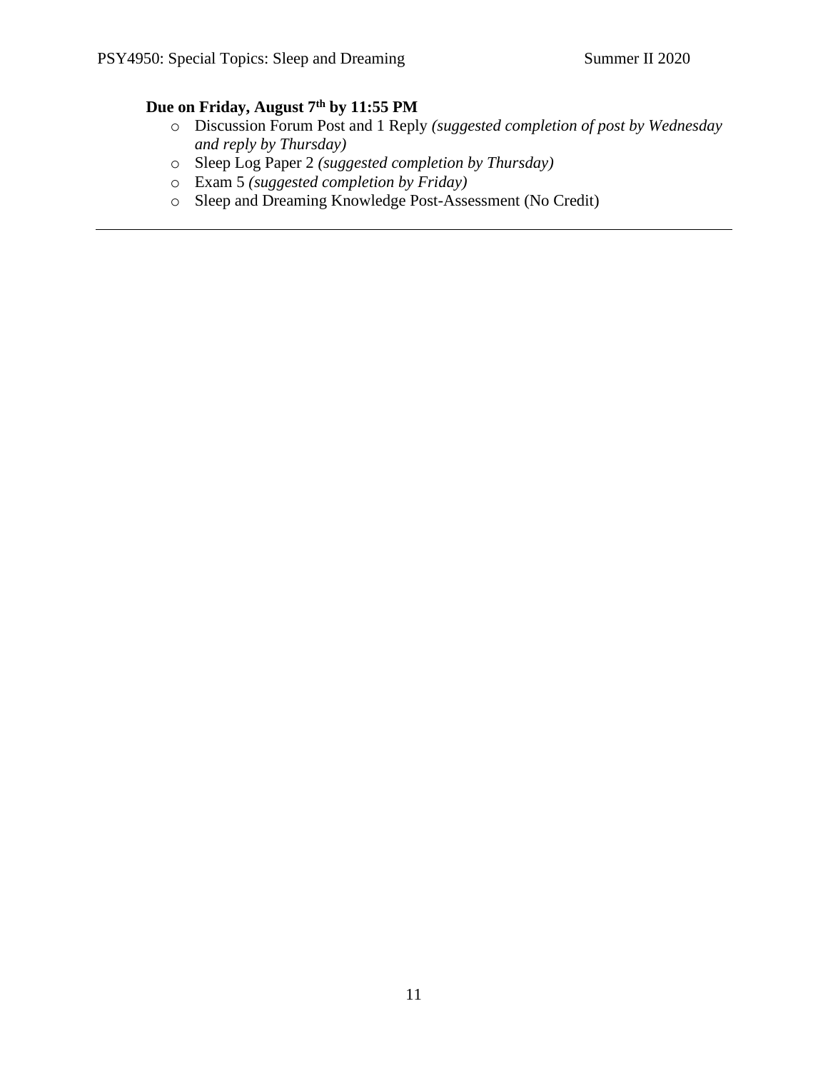**Due on Friday, August 7th by 11:55 PM**

- Discussion Forum Post and 1 Reply *(suggested completion of post by Wednesday and reply by Thursday)*
- Sleep Log Paper 2 *(suggested completion by Thursday)*
- Exam 5 *(suggested completion by Friday)*
- Sleep and Dreaming Knowledge Post-Assessment (No Credit)

---